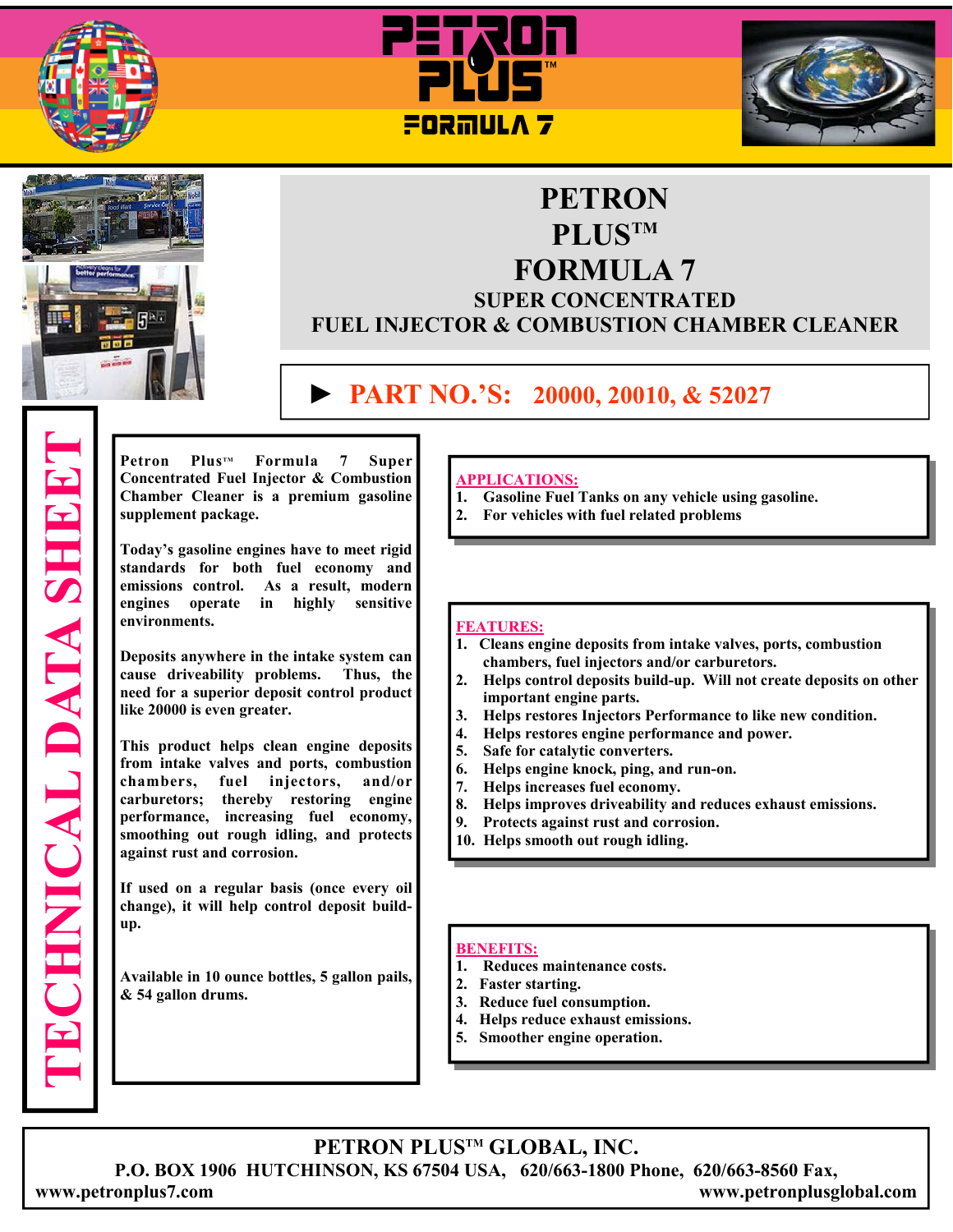# PETRON PLUS™ FORMULA 7

## SUPER CONCENTRATED FUEL INJECTOR & COMBUSTION CHAMBER CLEANER

### ► PART NO.'S: 20000, 20010, & 52027

**TECHNICAL DATA SHEET**

**Petron Plus™ Formula 7 Super Concentrated Fuel Injector & Combustion Chamber Cleaner is a premium gasoline supplement package.**

**Today's gasoline engines have to meet rigid standards for both fuel economy and emissions control. As a result, modern engines operate in highly sensitive environments.**

**Deposits anywhere in the intake system can cause driveability problems. Thus, the need for a superior deposit control product like 20000 is even greater.**

**This product helps clean engine deposits from intake valves and ports, combustion chambers, fuel injectors, and/or carburetors; thereby restoring engine performance, increasing fuel economy, smoothing out rough idling, and protects against rust and corrosion.**

**If used on a regular basis (once every oil change), it will help control deposit build-up.**

**Available in 10 ounce bottles, 5 gallon pails, & 54 gallon drums.**

**APPLICATIONS:**

1. Gasoline Fuel Tanks on any vehicle using gasoline.
2. For vehicles with fuel related problems

**FEATURES:**

1. Cleans engine deposits from intake valves, ports, combustion chambers, fuel injectors and/or carburetors.
2. Helps control deposits build-up. Will not create deposits on other important engine parts.
3. Helps restores Injectors Performance to like new condition.
4. Helps restores engine performance and power.
5. Safe for catalytic converters.
6. Helps engine knock, ping, and run-on.
7. Helps increases fuel economy.
8. Helps improves driveability and reduces exhaust emissions.
9. Protects against rust and corrosion.
10. Helps smooth out rough idling.

**BENEFITS:**

1. Reduces maintenance costs.
2. Faster starting.
3. Reduce fuel consumption.
4. Helps reduce exhaust emissions.
5. Smoother engine operation.

**PETRON PLUS™ GLOBAL, INC.**
**P.O. BOX 1906 HUTCHINSON, KS 67504 USA, 620/663-1800 Phone, 620/663-8560 Fax,**
**www.petronplus7.com www.petronplusglobal.com**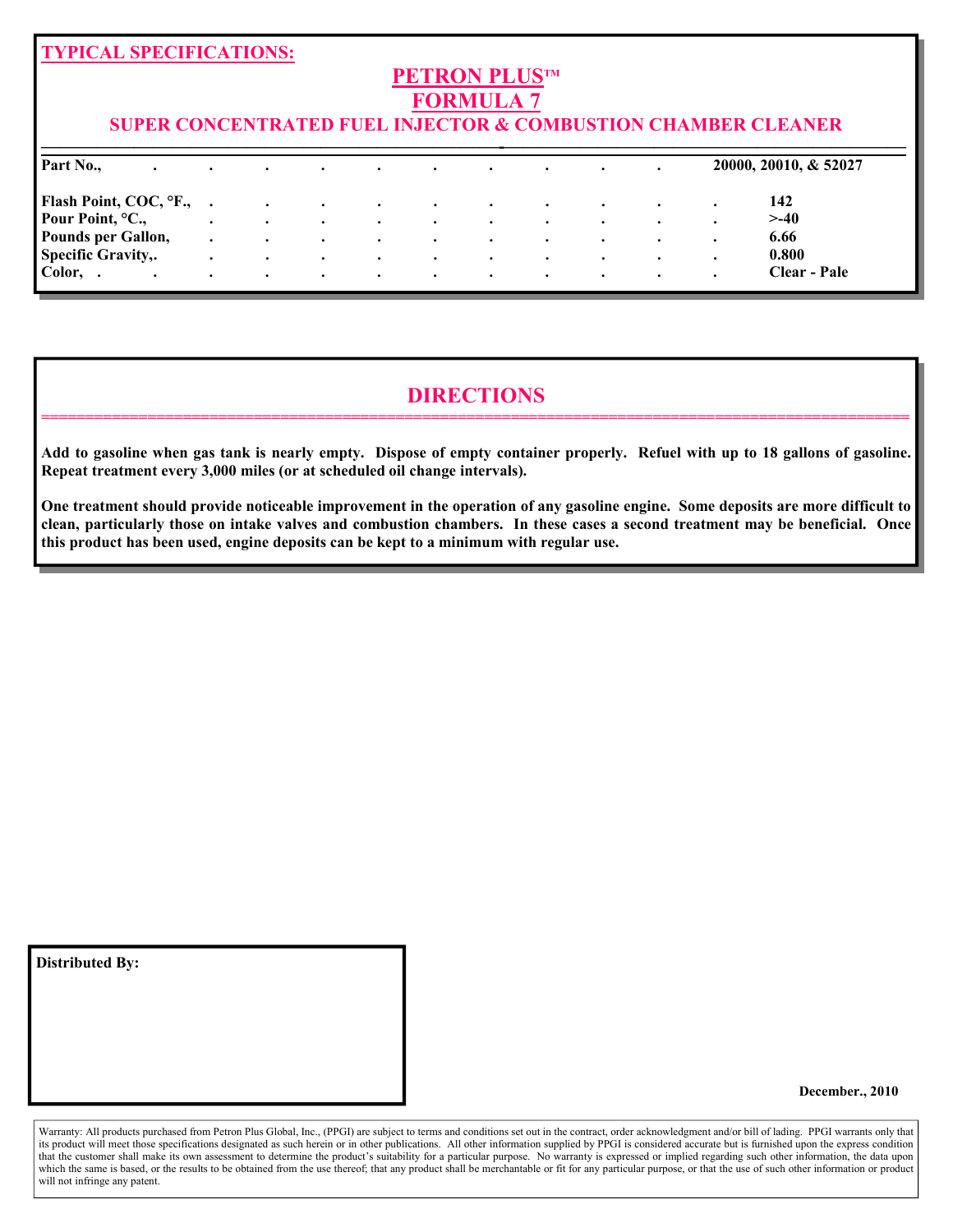**TYPICAL SPECIFICATIONS:**

# PETRON PLUS™
# FORMULA 7

## SUPER CONCENTRATED FUEL INJECTOR & COMBUSTION CHAMBER CLEANER

| | |
|---|---|
| Part No., | 20000, 20010, & 52027 |
| Flash Point, COC, °F., | 142 |
| Pour Point, °C., | >-40 |
| Pounds per Gallon, | 6.66 |
| Specific Gravity,. | 0.800 |
| Color, | Clear - Pale |

## DIRECTIONS

**Add to gasoline when gas tank is nearly empty. Dispose of empty container properly. Refuel with up to 18 gallons of gasoline. Repeat treatment every 3,000 miles (or at scheduled oil change intervals).**

**One treatment should provide noticeable improvement in the operation of any gasoline engine. Some deposits are more difficult to clean, particularly those on intake valves and combustion chambers. In these cases a second treatment may be beneficial. Once this product has been used, engine deposits can be kept to a minimum with regular use.**

**Distributed By:**

**December., 2010**

Warranty: All products purchased from Petron Plus Global, Inc., (PPGI) are subject to terms and conditions set out in the contract, order acknowledgment and/or bill of lading. PPGI warrants only that its product will meet those specifications designated as such herein or in other publications. All other information supplied by PPGI is considered accurate but is furnished upon the express condition that the customer shall make its own assessment to determine the product's suitability for a particular purpose. No warranty is expressed or implied regarding such other information, the data upon which the same is based, or the results to be obtained from the use thereof; that any product shall be merchantable or fit for any particular purpose, or that the use of such other information or product will not infringe any patent.